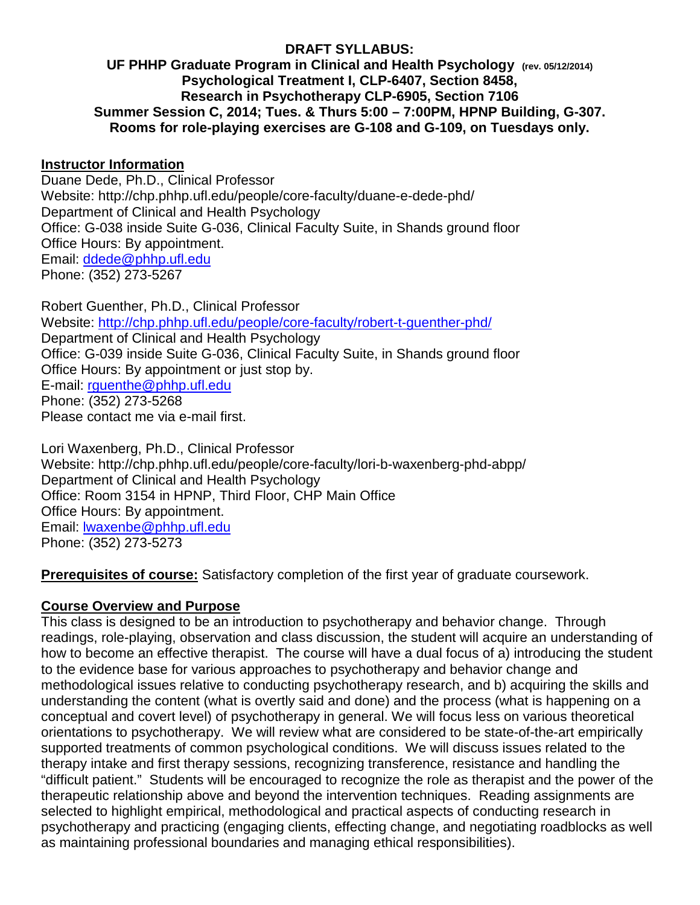**DRAFT SYLLABUS:**

**UF PHHP Graduate Program in Clinical and Health Psychology (rev. 05/12/2014)**
**Psychological Treatment I, CLP-6407, Section 8458,**
**Research in Psychotherapy CLP-6905, Section 7106**
**Summer Session C, 2014; Tues. & Thurs 5:00 – 7:00PM, HPNP Building, G-307.**
**Rooms for role-playing exercises are G-108 and G-109, on Tuesdays only.**

## Instructor Information

Duane Dede, Ph.D., Clinical Professor
Website: http://chp.phhp.ufl.edu/people/core-faculty/duane-e-dede-phd/
Department of Clinical and Health Psychology
Office: G-038 inside Suite G-036, Clinical Faculty Suite, in Shands ground floor
Office Hours: By appointment.
Email: ddede@phhp.ufl.edu
Phone: (352) 273-5267

Robert Guenther, Ph.D., Clinical Professor
Website: http://chp.phhp.ufl.edu/people/core-faculty/robert-t-guenther-phd/
Department of Clinical and Health Psychology
Office: G-039 inside Suite G-036, Clinical Faculty Suite, in Shands ground floor
Office Hours: By appointment or just stop by.
E-mail: rguenthe@phhp.ufl.edu
Phone: (352) 273-5268
Please contact me via e-mail first.

Lori Waxenberg, Ph.D., Clinical Professor
Website: http://chp.phhp.ufl.edu/people/core-faculty/lori-b-waxenberg-phd-abpp/
Department of Clinical and Health Psychology
Office: Room 3154 in HPNP, Third Floor, CHP Main Office
Office Hours: By appointment.
Email: lwaxenbe@phhp.ufl.edu
Phone: (352) 273-5273

**Prerequisites of course:** Satisfactory completion of the first year of graduate coursework.

## Course Overview and Purpose

This class is designed to be an introduction to psychotherapy and behavior change. Through readings, role-playing, observation and class discussion, the student will acquire an understanding of how to become an effective therapist. The course will have a dual focus of a) introducing the student to the evidence base for various approaches to psychotherapy and behavior change and methodological issues relative to conducting psychotherapy research, and b) acquiring the skills and understanding the content (what is overtly said and done) and the process (what is happening on a conceptual and covert level) of psychotherapy in general. We will focus less on various theoretical orientations to psychotherapy. We will review what are considered to be state-of-the-art empirically supported treatments of common psychological conditions. We will discuss issues related to the therapy intake and first therapy sessions, recognizing transference, resistance and handling the "difficult patient." Students will be encouraged to recognize the role as therapist and the power of the therapeutic relationship above and beyond the intervention techniques. Reading assignments are selected to highlight empirical, methodological and practical aspects of conducting research in psychotherapy and practicing (engaging clients, effecting change, and negotiating roadblocks as well as maintaining professional boundaries and managing ethical responsibilities).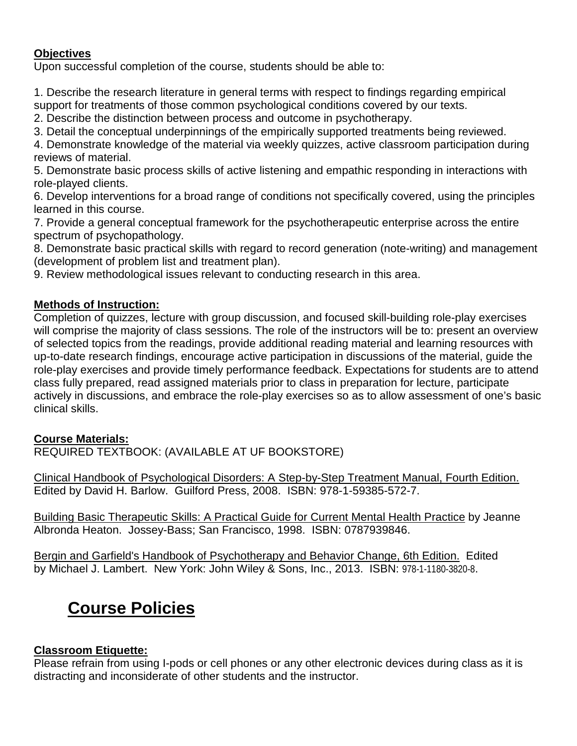**Objectives**

Upon successful completion of the course, students should be able to:

1. Describe the research literature in general terms with respect to findings regarding empirical support for treatments of those common psychological conditions covered by our texts.
2. Describe the distinction between process and outcome in psychotherapy.
3. Detail the conceptual underpinnings of the empirically supported treatments being reviewed.
4. Demonstrate knowledge of the material via weekly quizzes, active classroom participation during reviews of material.
5. Demonstrate basic process skills of active listening and empathic responding in interactions with role-played clients.
6. Develop interventions for a broad range of conditions not specifically covered, using the principles learned in this course.
7. Provide a general conceptual framework for the psychotherapeutic enterprise across the entire spectrum of psychopathology.
8. Demonstrate basic practical skills with regard to record generation (note-writing) and management (development of problem list and treatment plan).
9. Review methodological issues relevant to conducting research in this area.

**Methods of Instruction:**

Completion of quizzes, lecture with group discussion, and focused skill-building role-play exercises will comprise the majority of class sessions. The role of the instructors will be to: present an overview of selected topics from the readings, provide additional reading material and learning resources with up-to-date research findings, encourage active participation in discussions of the material, guide the role-play exercises and provide timely performance feedback. Expectations for students are to attend class fully prepared, read assigned materials prior to class in preparation for lecture, participate actively in discussions, and embrace the role-play exercises so as to allow assessment of one's basic clinical skills.

**Course Materials:**

REQUIRED TEXTBOOK: (AVAILABLE AT UF BOOKSTORE)

Clinical Handbook of Psychological Disorders: A Step-by-Step Treatment Manual, Fourth Edition. Edited by David H. Barlow. Guilford Press, 2008. ISBN: 978-1-59385-572-7.

Building Basic Therapeutic Skills: A Practical Guide for Current Mental Health Practice by Jeanne Albronda Heaton. Jossey-Bass; San Francisco, 1998. ISBN: 0787939846.

Bergin and Garfield's Handbook of Psychotherapy and Behavior Change, 6th Edition. Edited by Michael J. Lambert. New York: John Wiley & Sons, Inc., 2013. ISBN: 978-1-1180-3820-8.

# Course Policies

**Classroom Etiquette:**

Please refrain from using I-pods or cell phones or any other electronic devices during class as it is distracting and inconsiderate of other students and the instructor.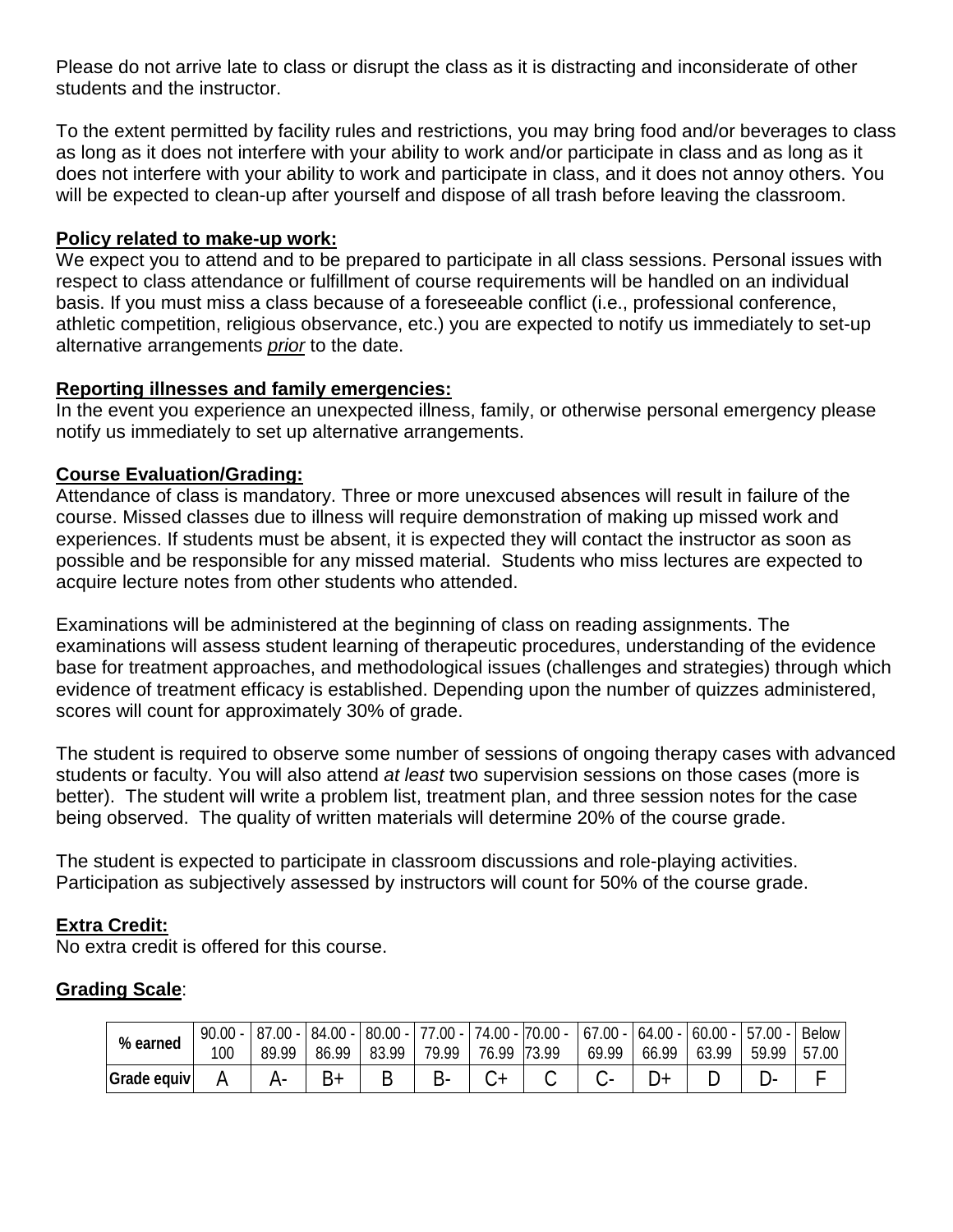Please do not arrive late to class or disrupt the class as it is distracting and inconsiderate of other students and the instructor.

To the extent permitted by facility rules and restrictions, you may bring food and/or beverages to class as long as it does not interfere with your ability to work and/or participate in class and as long as it does not interfere with your ability to work and participate in class, and it does not annoy others. You will be expected to clean-up after yourself and dispose of all trash before leaving the classroom.

**Policy related to make-up work:**

We expect you to attend and to be prepared to participate in all class sessions. Personal issues with respect to class attendance or fulfillment of course requirements will be handled on an individual basis. If you must miss a class because of a foreseeable conflict (i.e., professional conference, athletic competition, religious observance, etc.) you are expected to notify us immediately to set-up alternative arrangements *prior* to the date.

**Reporting illnesses and family emergencies:**

In the event you experience an unexpected illness, family, or otherwise personal emergency please notify us immediately to set up alternative arrangements.

**Course Evaluation/Grading:**

Attendance of class is mandatory. Three or more unexcused absences will result in failure of the course. Missed classes due to illness will require demonstration of making up missed work and experiences. If students must be absent, it is expected they will contact the instructor as soon as possible and be responsible for any missed material. Students who miss lectures are expected to acquire lecture notes from other students who attended.

Examinations will be administered at the beginning of class on reading assignments. The examinations will assess student learning of therapeutic procedures, understanding of the evidence base for treatment approaches, and methodological issues (challenges and strategies) through which evidence of treatment efficacy is established. Depending upon the number of quizzes administered, scores will count for approximately 30% of grade.

The student is required to observe some number of sessions of ongoing therapy cases with advanced students or faculty. You will also attend *at least* two supervision sessions on those cases (more is better). The student will write a problem list, treatment plan, and three session notes for the case being observed. The quality of written materials will determine 20% of the course grade.

The student is expected to participate in classroom discussions and role-playing activities. Participation as subjectively assessed by instructors will count for 50% of the course grade.

**Extra Credit:**

No extra credit is offered for this course.

**Grading Scale**:

| % earned | 90.00 - 100 | 87.00 - 89.99 | 84.00 - 86.99 | 80.00 - 83.99 | 77.00 - 79.99 | 74.00 - 76.99 | 70.00 - 73.99 | 67.00 - 69.99 | 64.00 - 66.99 | 60.00 - 63.99 | 57.00 - 59.99 | Below 57.00 |
|---|---|---|---|---|---|---|---|---|---|---|---|---|
| Grade equiv | A | A- | B+ | B | B- | C+ | C | C- | D+ | D | D- | F |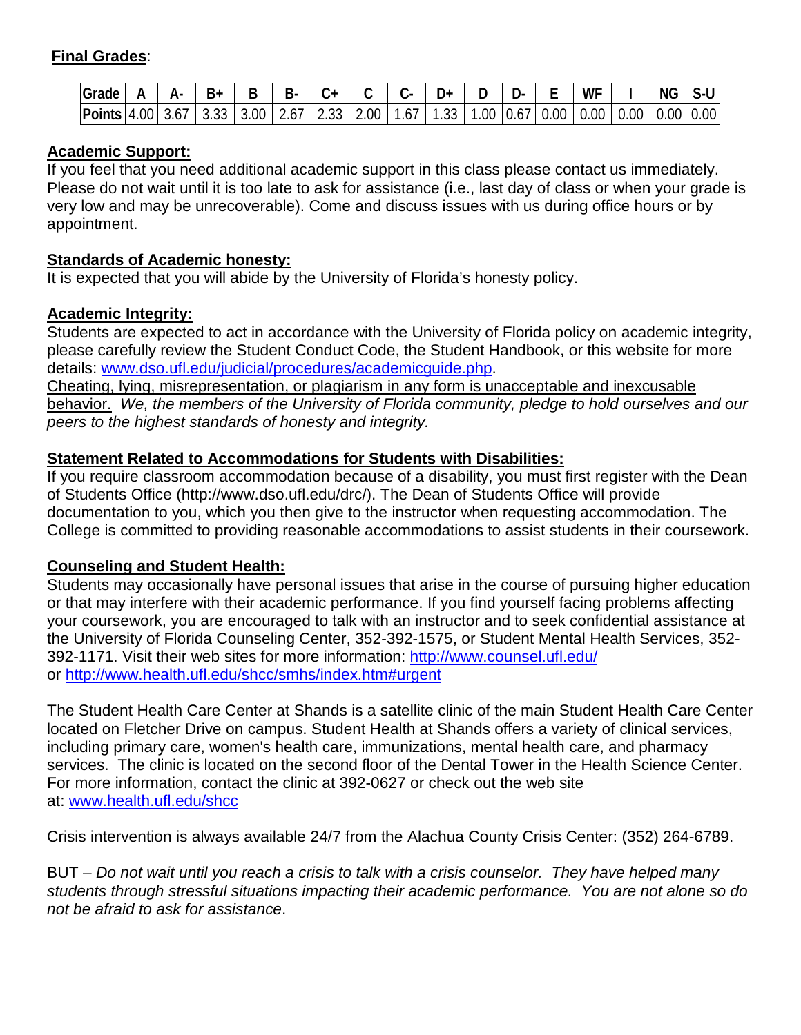**Final Grades**:

| Grade | A | A- | B+ | B | B- | C+ | C | C- | D+ | D | D- | E | WF | I | NG | S-U |
|---|---|---|---|---|---|---|---|---|---|---|---|---|---|---|---|---|
| Points | 4.00 | 3.67 | 3.33 | 3.00 | 2.67 | 2.33 | 2.00 | 1.67 | 1.33 | 1.00 | 0.67 | 0.00 | 0.00 | 0.00 | 0.00 | 0.00 |

**Academic Support:**

If you feel that you need additional academic support in this class please contact us immediately. Please do not wait until it is too late to ask for assistance (i.e., last day of class or when your grade is very low and may be unrecoverable). Come and discuss issues with us during office hours or by appointment.

**Standards of Academic honesty:**

It is expected that you will abide by the University of Florida's honesty policy.

**Academic Integrity:**

Students are expected to act in accordance with the University of Florida policy on academic integrity, please carefully review the Student Conduct Code, the Student Handbook, or this website for more details: [www.dso.ufl.edu/judicial/procedures/academicguide.php](www.dso.ufl.edu/judicial/procedures/academicguide.php).

Cheating, lying, misrepresentation, or plagiarism in any form is unacceptable and inexcusable behavior. *We, the members of the University of Florida community, pledge to hold ourselves and our peers to the highest standards of honesty and integrity.*

**Statement Related to Accommodations for Students with Disabilities:**

If you require classroom accommodation because of a disability, you must first register with the Dean of Students Office (http://www.dso.ufl.edu/drc/). The Dean of Students Office will provide documentation to you, which you then give to the instructor when requesting accommodation. The College is committed to providing reasonable accommodations to assist students in their coursework.

**Counseling and Student Health:**

Students may occasionally have personal issues that arise in the course of pursuing higher education or that may interfere with their academic performance. If you find yourself facing problems affecting your coursework, you are encouraged to talk with an instructor and to seek confidential assistance at the University of Florida Counseling Center, 352-392-1575, or Student Mental Health Services, 352-392-1171. Visit their web sites for more information: [http://www.counsel.ufl.edu/](http://www.counsel.ufl.edu/) or [http://www.health.ufl.edu/shcc/smhs/index.htm#urgent](http://www.health.ufl.edu/shcc/smhs/index.htm#urgent)

The Student Health Care Center at Shands is a satellite clinic of the main Student Health Care Center located on Fletcher Drive on campus. Student Health at Shands offers a variety of clinical services, including primary care, women's health care, immunizations, mental health care, and pharmacy services. The clinic is located on the second floor of the Dental Tower in the Health Science Center. For more information, contact the clinic at 392-0627 or check out the web site at: [www.health.ufl.edu/shcc](www.health.ufl.edu/shcc)

Crisis intervention is always available 24/7 from the Alachua County Crisis Center: (352) 264-6789.

BUT – *Do not wait until you reach a crisis to talk with a crisis counselor. They have helped many students through stressful situations impacting their academic performance. You are not alone so do not be afraid to ask for assistance*.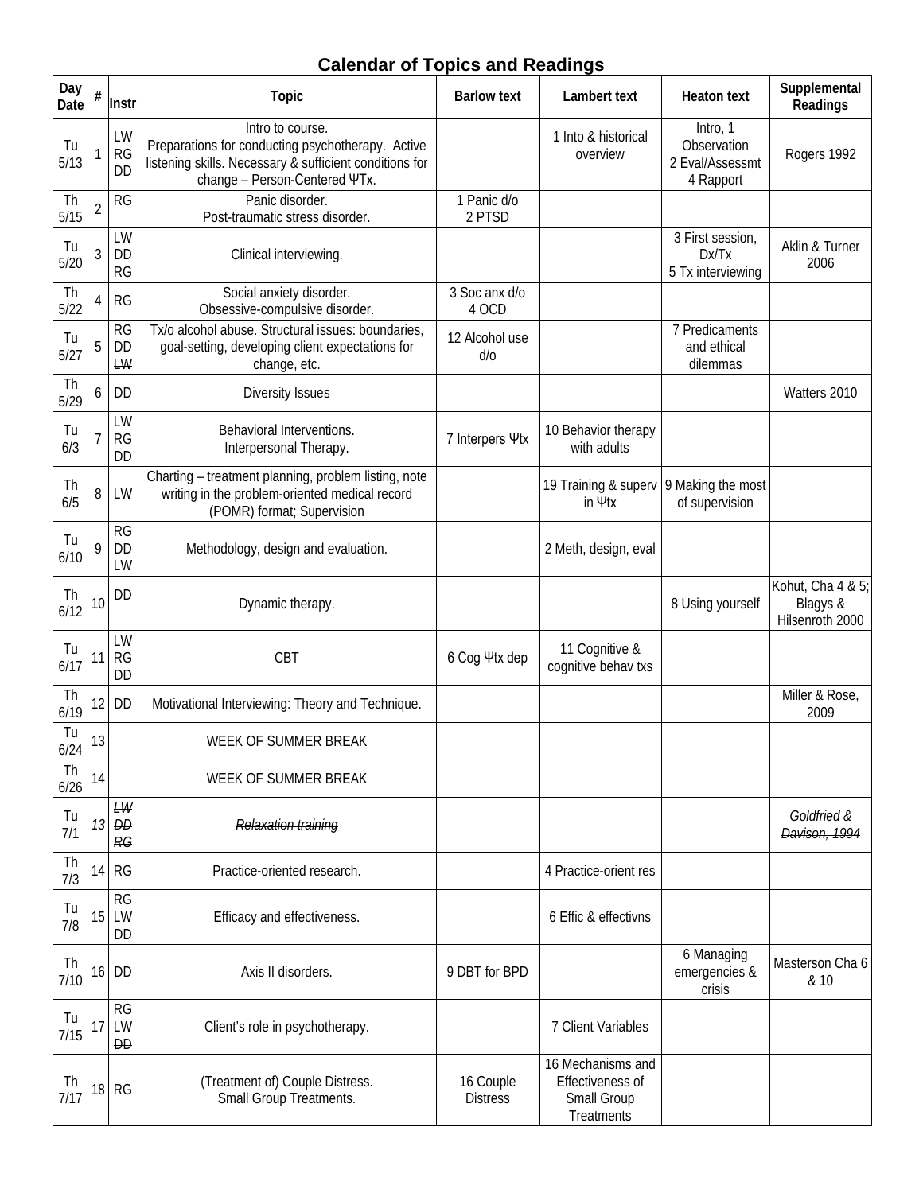# Calendar of Topics and Readings

| Day Date | # | Instr | Topic | Barlow text | Lambert text | Heaton text | Supplemental Readings |
|---|---|---|---|---|---|---|---|
| Tu 5/13 | 1 | LW RG DD | Intro to course. Preparations for conducting psychotherapy. Active listening skills. Necessary & sufficient conditions for change – Person-Centered ΨTx. | | 1 Into & historical overview | Intro, 1 Observation 2 Eval/Assessmt 4 Rapport | Rogers 1992 |
| Th 5/15 | 2 | RG | Panic disorder. Post-traumatic stress disorder. | 1 Panic d/o 2 PTSD | | | |
| Tu 5/20 | 3 | LW DD RG | Clinical interviewing. | | | 3 First session, Dx/Tx 5 Tx interviewing | Aklin & Turner 2006 |
| Th 5/22 | 4 | RG | Social anxiety disorder. Obsessive-compulsive disorder. | 3 Soc anx d/o 4 OCD | | | |
| Tu 5/27 | 5 | RG DD ~~LW~~ | Tx/o alcohol abuse. Structural issues: boundaries, goal-setting, developing client expectations for change, etc. | 12 Alcohol use d/o | | 7 Predicaments and ethical dilemmas | |
| Th 5/29 | 6 | DD | Diversity Issues | | | | Watters 2010 |
| Tu 6/3 | 7 | LW RG DD | Behavioral Interventions. Interpersonal Therapy. | 7 Interpers Ψtx | 10 Behavior therapy with adults | | |
| Th 6/5 | 8 | LW | Charting – treatment planning, problem listing, note writing in the problem-oriented medical record (POMR) format; Supervision | | 19 Training & superv in Ψtx | 9 Making the most of supervision | |
| Tu 6/10 | 9 | RG DD LW | Methodology, design and evaluation. | | 2 Meth, design, eval | | |
| Th 6/12 | 10 | DD | Dynamic therapy. | | | 8 Using yourself | Kohut, Cha 4 & 5; Blagys & Hilsenroth 2000 |
| Tu 6/17 | 11 | LW RG DD | CBT | 6 Cog Ψtx dep | 11 Cognitive & cognitive behav txs | | |
| Th 6/19 | 12 | DD | Motivational Interviewing: Theory and Technique. | | | | Miller & Rose, 2009 |
| Tu 6/24 | 13 | | WEEK OF SUMMER BREAK | | | | |
| Th 6/26 | 14 | | WEEK OF SUMMER BREAK | | | | |
| Tu 7/1 | *13* | ~~*LW DD RG*~~ | ~~*Relaxation training*~~ | | | | ~~*Goldfried & Davison, 1994*~~ |
| Th 7/3 | 14 | RG | Practice-oriented research. | | 4 Practice-orient res | | |
| Tu 7/8 | 15 | RG LW DD | Efficacy and effectiveness. | | 6 Effic & effectivns | | |
| Th 7/10 | 16 | DD | Axis II disorders. | 9 DBT for BPD | | 6 Managing emergencies & crisis | Masterson Cha 6 & 10 |
| Tu 7/15 | 17 | RG LW ~~DD~~ | Client's role in psychotherapy. | | 7 Client Variables | | |
| Th 7/17 | 18 | RG | (Treatment of) Couple Distress. Small Group Treatments. | 16 Couple Distress | 16 Mechanisms and Effectiveness of Small Group Treatments | | |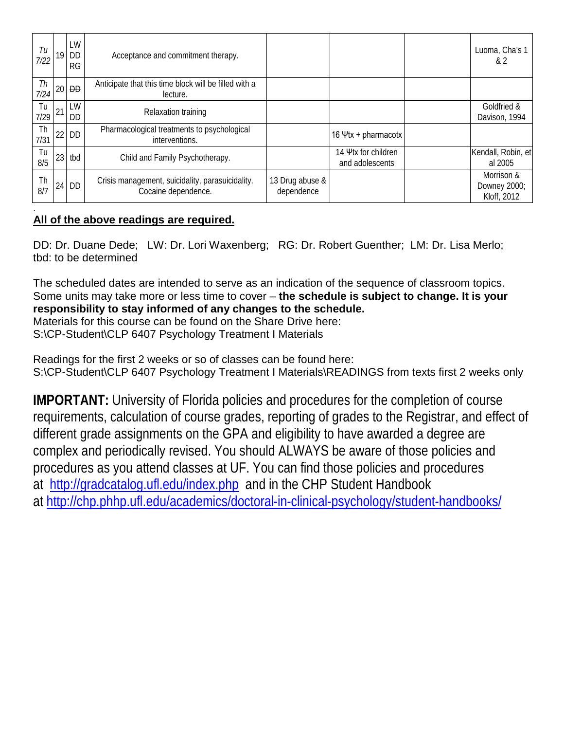| | | | | | | | |
|---|---|---|---|---|---|---|---|
| *Tu 7/22* | 19 | LW DD RG | Acceptance and commitment therapy. | | | | Luoma, Cha's 1 & 2 |
| *Th 7/24* | 20 | ~~DD~~ | Anticipate that this time block will be filled with a lecture. | | | | |
| Tu 7/29 | 21 | LW ~~DD~~ | Relaxation training | | | | Goldfried & Davison, 1994 |
| Th 7/31 | 22 | DD | Pharmacological treatments to psychological interventions. | | 16 Ψtx + pharmacotx | | |
| Tu 8/5 | 23 | tbd | Child and Family Psychotherapy. | | 14 Ψtx for children and adolescents | | Kendall, Robin, et al 2005 |
| Th 8/7 | 24 | DD | Crisis management, suicidality, parasuicidality. Cocaine dependence. | 13 Drug abuse & dependence | | | Morrison & Downey 2000; Kloff, 2012 |

.

**All of the above readings are required.**

DD: Dr. Duane Dede; LW: Dr. Lori Waxenberg; RG: Dr. Robert Guenther; LM: Dr. Lisa Merlo; tbd: to be determined

The scheduled dates are intended to serve as an indication of the sequence of classroom topics. Some units may take more or less time to cover – **the schedule is subject to change. It is your responsibility to stay informed of any changes to the schedule.**
Materials for this course can be found on the Share Drive here:
S:\CP-Student\CLP 6407 Psychology Treatment I Materials

Readings for the first 2 weeks or so of classes can be found here:
S:\CP-Student\CLP 6407 Psychology Treatment I Materials\READINGS from texts first 2 weeks only

**IMPORTANT:** University of Florida policies and procedures for the completion of course requirements, calculation of course grades, reporting of grades to the Registrar, and effect of different grade assignments on the GPA and eligibility to have awarded a degree are complex and periodically revised. You should ALWAYS be aware of those policies and procedures as you attend classes at UF. You can find those policies and procedures at http://gradcatalog.ufl.edu/index.php and in the CHP Student Handbook at http://chp.phhp.ufl.edu/academics/doctoral-in-clinical-psychology/student-handbooks/